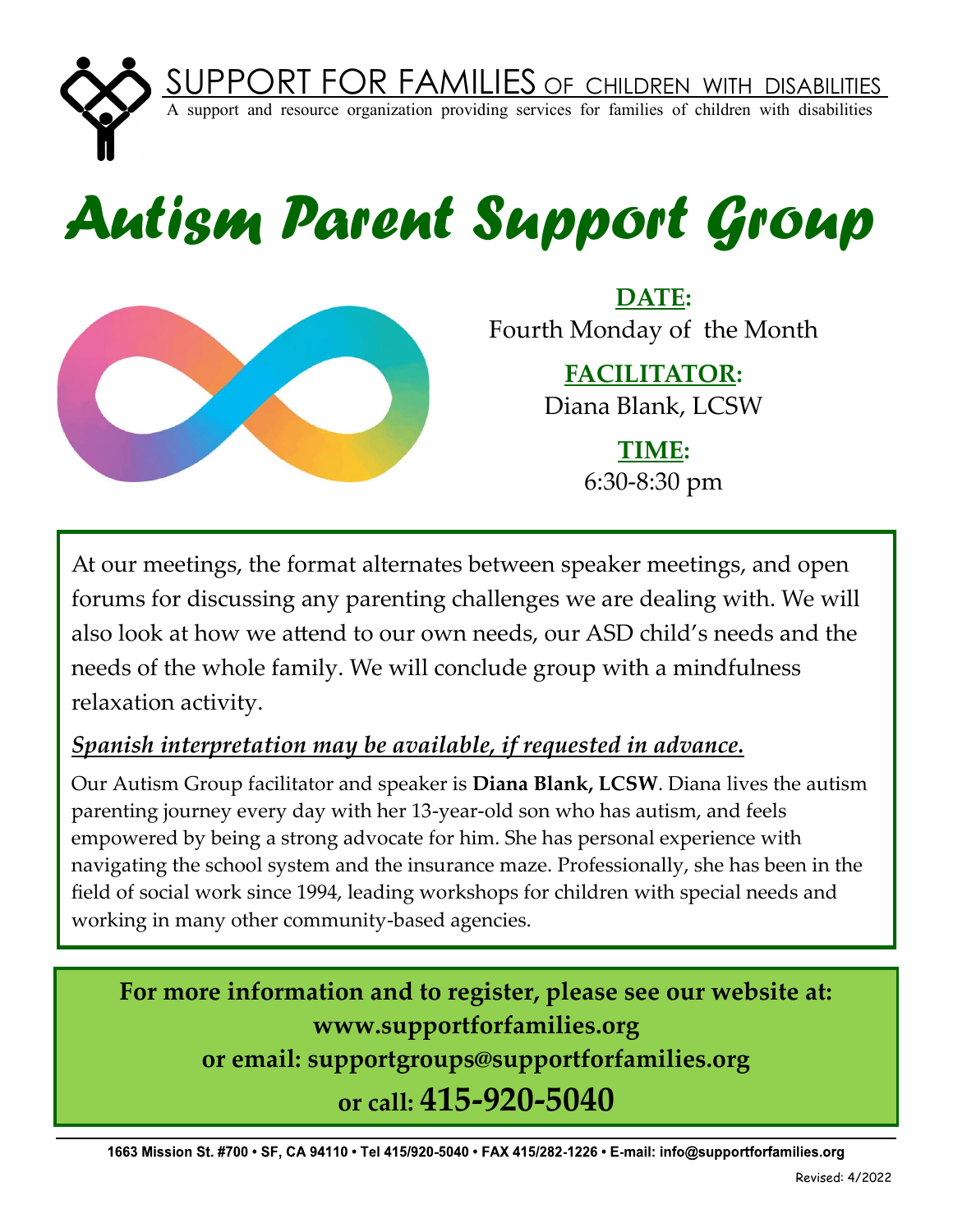SUPPORT FOR FAMILIES OF CHILDREN WITH DISABILITIES

A support and resource organization providing services for families of children with disabilities

# Autism Parent Support Group

**DATE:**
Fourth Monday of the Month

**FACILITATOR:**
Diana Blank, LCSW

**TIME:**
6:30-8:30 pm

At our meetings, the format alternates between speaker meetings, and open forums for discussing any parenting challenges we are dealing with. We will also look at how we attend to our own needs, our ASD child's needs and the needs of the whole family. We will conclude group with a mindfulness relaxation activity.

***Spanish interpretation may be available, if requested in advance.***

Our Autism Group facilitator and speaker is **Diana Blank, LCSW**. Diana lives the autism parenting journey every day with her 13-year-old son who has autism, and feels empowered by being a strong advocate for him. She has personal experience with navigating the school system and the insurance maze. Professionally, she has been in the field of social work since 1994, leading workshops for children with special needs and working in many other community-based agencies.

**For more information and to register, please see our website at:**
**www.supportforfamilies.org**
**or email: supportgroups@supportforfamilies.org**
**or call: 415-920-5040**

1663 Mission St. #700 • SF, CA 94110 • Tel 415/920-5040 • FAX 415/282-1226 • E-mail: info@supportforfamilies.org

Revised: 4/2022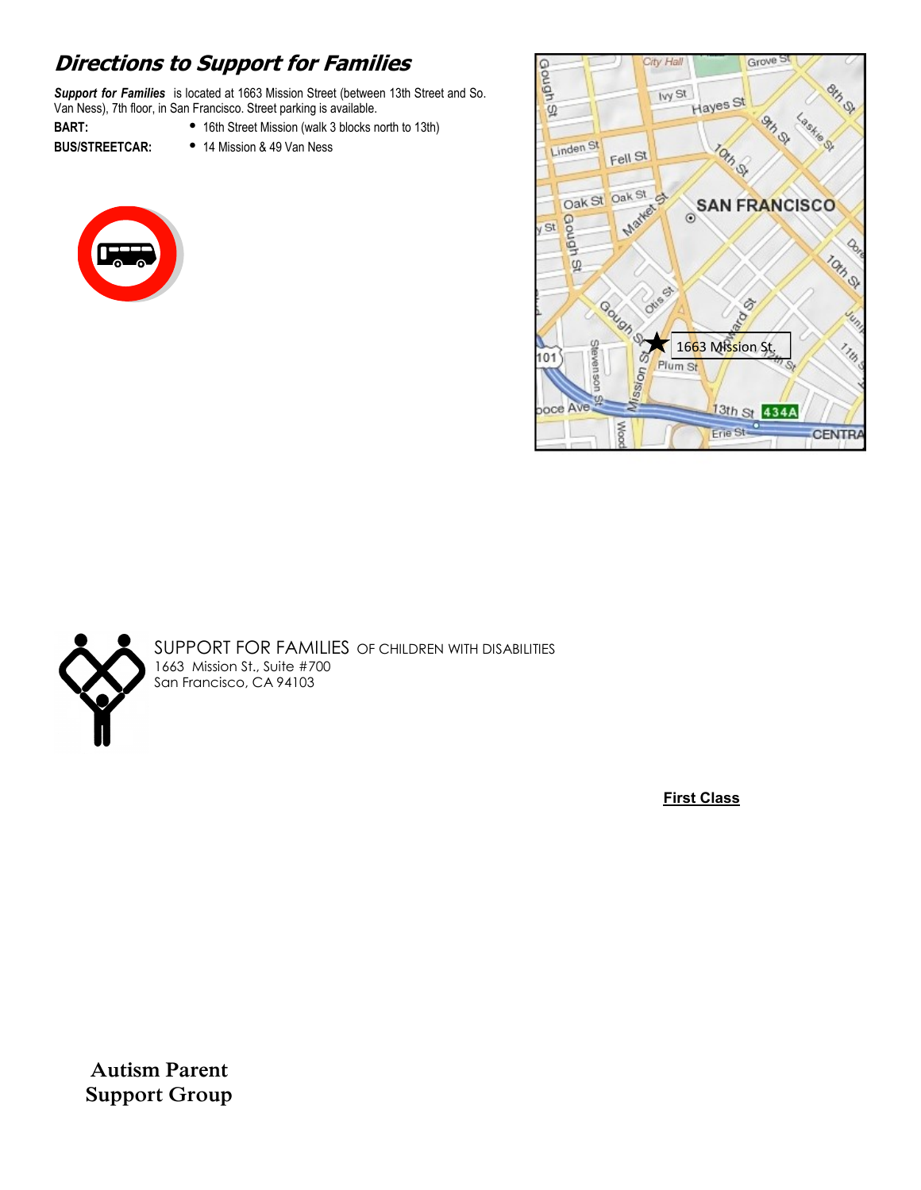## *Directions to Support for Families*

***Support for Families*** is located at 1663 Mission Street (between 13th Street and So. Van Ness), 7th floor, in San Francisco. Street parking is available.

**BART:**
- 16th Street Mission (walk 3 blocks north to 13th)

**BUS/STREETCAR:**
- 14 Mission & 49 Van Ness

SUPPORT FOR FAMILIES OF CHILDREN WITH DISABILITIES
1663 Mission St., Suite #700
San Francisco, CA 94103

**First Class**

**Autism Parent Support Group**